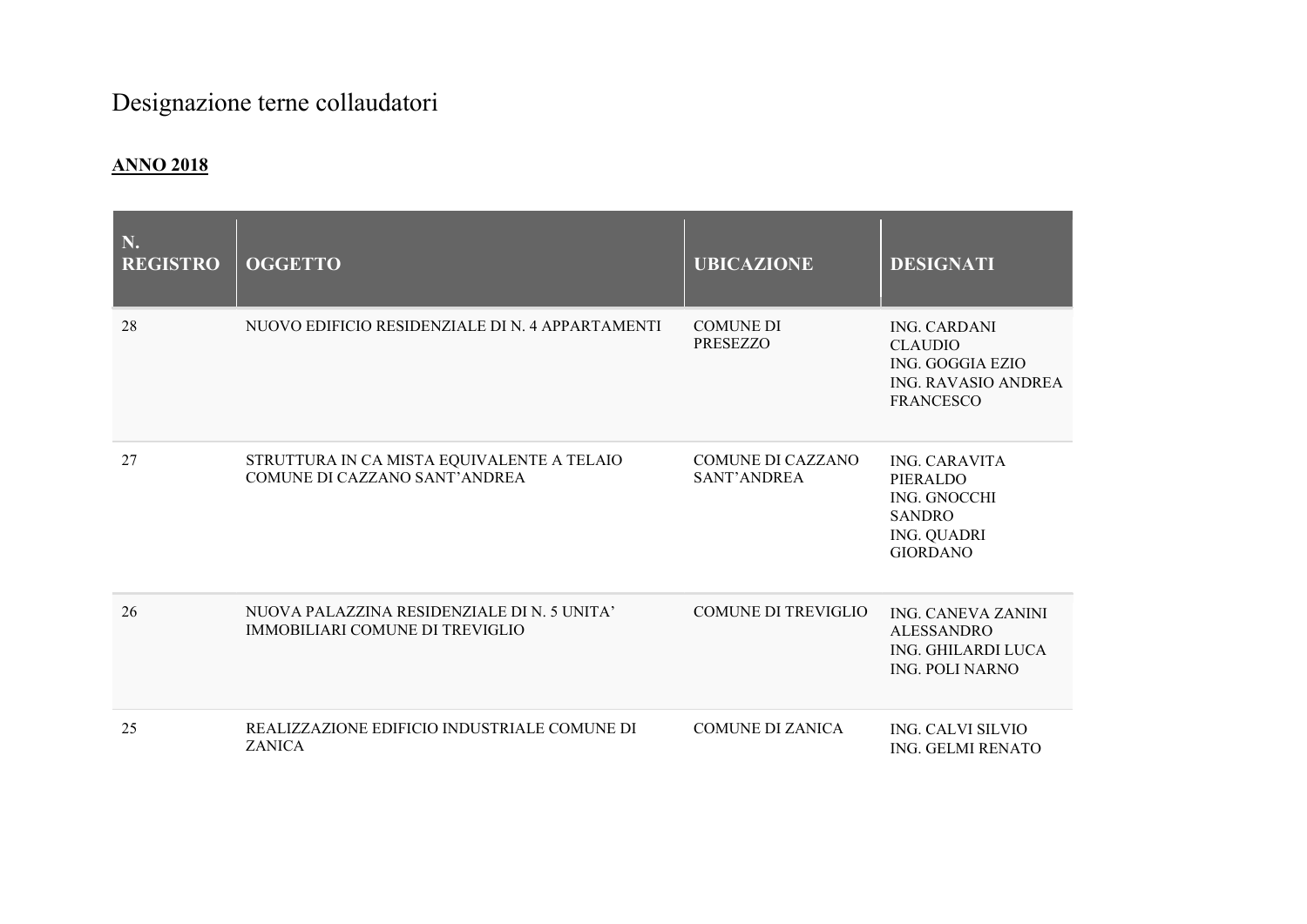# Designazione terne collaudatori

**ANNO 2018**

| N. REGISTRO | OGGETTO | UBICAZIONE | DESIGNATI |
|---|---|---|---|
| 28 | NUOVO EDIFICIO RESIDENZIALE DI N. 4 APPARTAMENTI | COMUNE DI PRESEZZO | ING. CARDANI CLAUDIO<br>ING. GOGGIA EZIO<br>ING. RAVASIO ANDREA FRANCESCO |
| 27 | STRUTTURA IN CA MISTA EQUIVALENTE A TELAIO COMUNE DI CAZZANO SANT'ANDREA | COMUNE DI CAZZANO SANT'ANDREA | ING. CARAVITA PIERALDO<br>ING. GNOCCHI SANDRO<br>ING. QUADRI GIORDANO |
| 26 | NUOVA PALAZZINA RESIDENZIALE DI N. 5 UNITA' IMMOBILIARI COMUNE DI TREVIGLIO | COMUNE DI TREVIGLIO | ING. CANEVA ZANINI ALESSANDRO<br>ING. GHILARDI LUCA<br>ING. POLI NARNO |
| 25 | REALIZZAZIONE EDIFICIO INDUSTRIALE COMUNE DI ZANICA | COMUNE DI ZANICA | ING. CALVI SILVIO<br>ING. GELMI RENATO |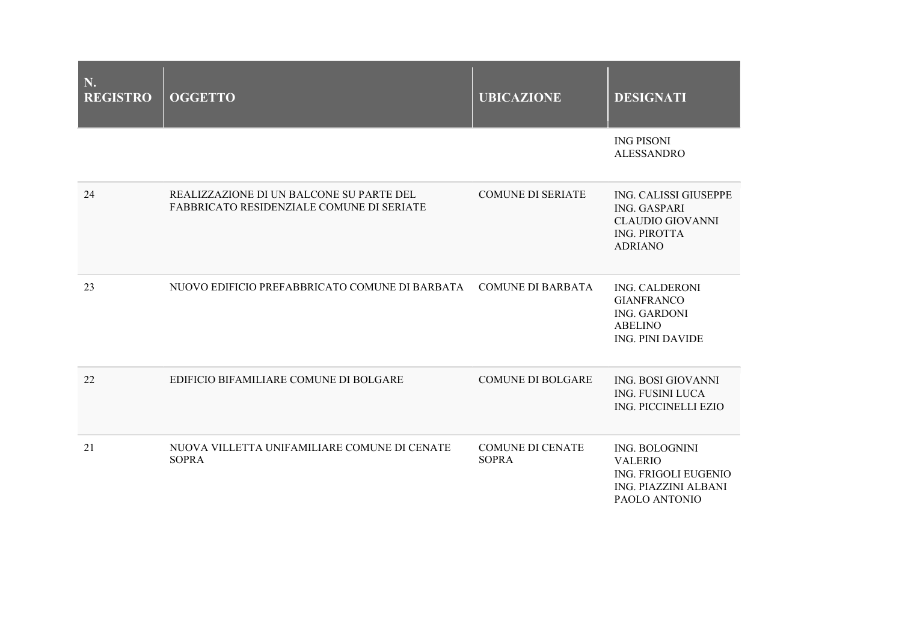| N. REGISTRO | OGGETTO | UBICAZIONE | DESIGNATI |
|---|---|---|---|
| | | | ING PISONI ALESSANDRO |
| 24 | REALIZZAZIONE DI UN BALCONE SU PARTE DEL FABBRICATO RESIDENZIALE COMUNE DI SERIATE | COMUNE DI SERIATE | ING. CALISSI GIUSEPPE<br>ING. GASPARI CLAUDIO GIOVANNI<br>ING. PIROTTA ADRIANO |
| 23 | NUOVO EDIFICIO PREFABBRICATO COMUNE DI BARBATA | COMUNE DI BARBATA | ING. CALDERONI GIANFRANCO<br>ING. GARDONI ABELINO<br>ING. PINI DAVIDE |
| 22 | EDIFICIO BIFAMILIARE COMUNE DI BOLGARE | COMUNE DI BOLGARE | ING. BOSI GIOVANNI<br>ING. FUSINI LUCA<br>ING. PICCINELLI EZIO |
| 21 | NUOVA VILLETTA UNIFAMILIARE COMUNE DI CENATE SOPRA | COMUNE DI CENATE SOPRA | ING. BOLOGNINI VALERIO<br>ING. FRIGOLI EUGENIO<br>ING. PIAZZINI ALBANI PAOLO ANTONIO |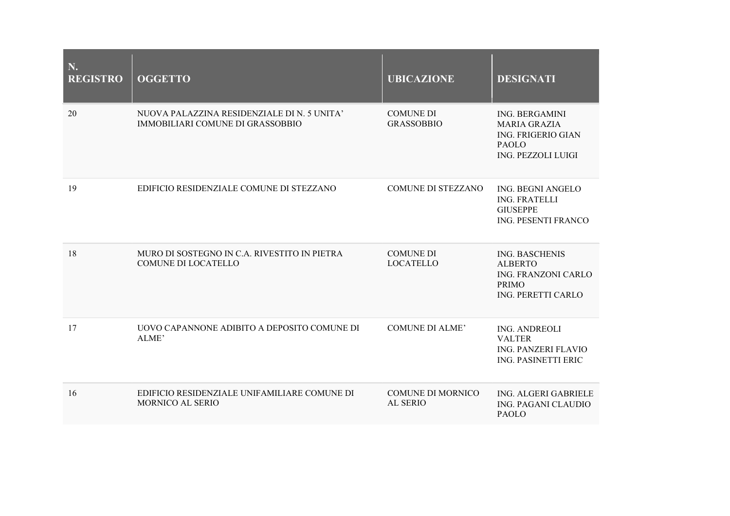| N. REGISTRO | OGGETTO | UBICAZIONE | DESIGNATI |
|---|---|---|---|
| 20 | NUOVA PALAZZINA RESIDENZIALE DI N. 5 UNITA' IMMOBILIARI COMUNE DI GRASSOBBIO | COMUNE DI GRASSOBBIO | ING. BERGAMINI MARIA GRAZIA<br>ING. FRIGERIO GIAN PAOLO<br>ING. PEZZOLI LUIGI |
| 19 | EDIFICIO RESIDENZIALE COMUNE DI STEZZANO | COMUNE DI STEZZANO | ING. BEGNI ANGELO<br>ING. FRATELLI GIUSEPPE<br>ING. PESENTI FRANCO |
| 18 | MURO DI SOSTEGNO IN C.A. RIVESTITO IN PIETRA COMUNE DI LOCATELLO | COMUNE DI LOCATELLO | ING. BASCHENIS ALBERTO<br>ING. FRANZONI CARLO PRIMO<br>ING. PERETTI CARLO |
| 17 | UOVO CAPANNONE ADIBITO A DEPOSITO COMUNE DI ALME' | COMUNE DI ALME' | ING. ANDREOLI VALTER<br>ING. PANZERI FLAVIO<br>ING. PASINETTI ERIC |
| 16 | EDIFICIO RESIDENZIALE UNIFAMILIARE COMUNE DI MORNICO AL SERIO | COMUNE DI MORNICO AL SERIO | ING. ALGERI GABRIELE<br>ING. PAGANI CLAUDIO PAOLO |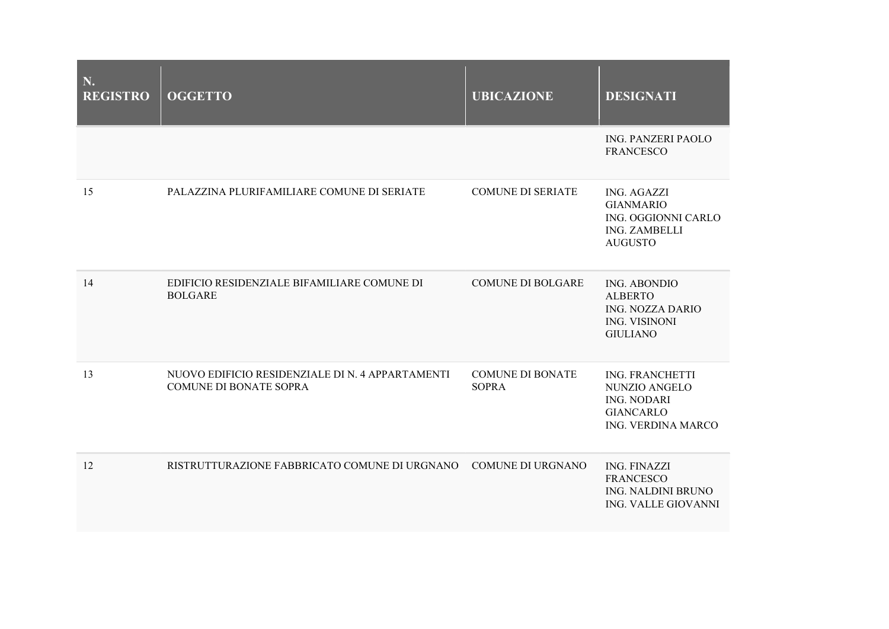| N. REGISTRO | OGGETTO | UBICAZIONE | DESIGNATI |
| --- | --- | --- | --- |
| | | | ING. PANZERI PAOLO FRANCESCO |
| 15 | PALAZZINA PLURIFAMILIARE COMUNE DI SERIATE | COMUNE DI SERIATE | ING. AGAZZI GIANMARIO<br>ING. OGGIONNI CARLO<br>ING. ZAMBELLI AUGUSTO |
| 14 | EDIFICIO RESIDENZIALE BIFAMILIARE COMUNE DI BOLGARE | COMUNE DI BOLGARE | ING. ABONDIO ALBERTO<br>ING. NOZZA DARIO<br>ING. VISINONI GIULIANO |
| 13 | NUOVO EDIFICIO RESIDENZIALE DI N. 4 APPARTAMENTI COMUNE DI BONATE SOPRA | COMUNE DI BONATE SOPRA | ING. FRANCHETTI NUNZIO ANGELO<br>ING. NODARI GIANCARLO<br>ING. VERDINA MARCO |
| 12 | RISTRUTTURAZIONE FABBRICATO COMUNE DI URGNANO | COMUNE DI URGNANO | ING. FINAZZI FRANCESCO<br>ING. NALDINI BRUNO<br>ING. VALLE GIOVANNI |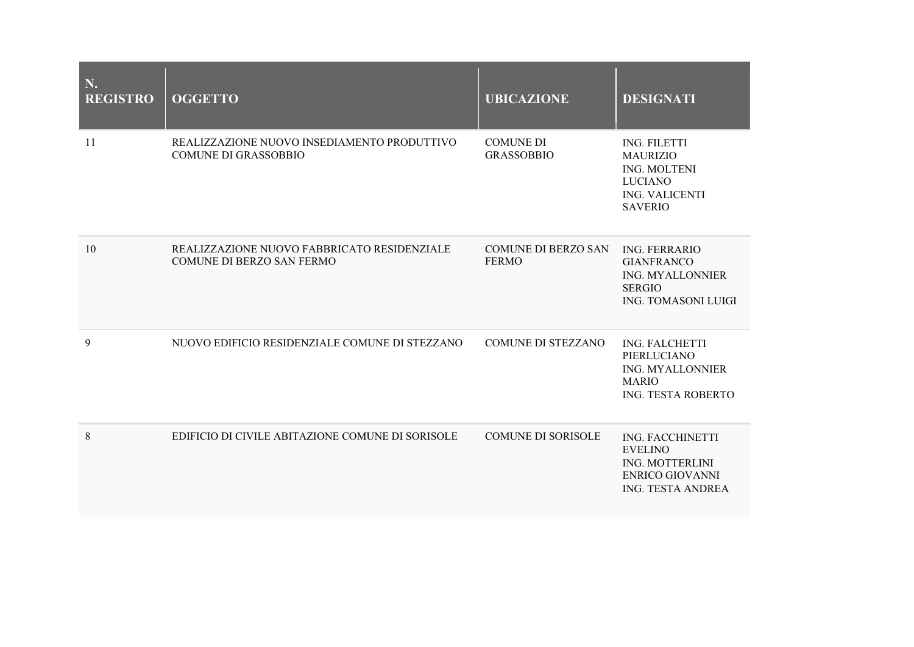| N. REGISTRO | OGGETTO | UBICAZIONE | DESIGNATI |
|---|---|---|---|
| 11 | REALIZZAZIONE NUOVO INSEDIAMENTO PRODUTTIVO COMUNE DI GRASSOBBIO | COMUNE DI GRASSOBBIO | ING. FILETTI MAURIZIO<br>ING. MOLTENI LUCIANO<br>ING. VALICENTI SAVERIO |
| 10 | REALIZZAZIONE NUOVO FABBRICATO RESIDENZIALE COMUNE DI BERZO SAN FERMO | COMUNE DI BERZO SAN FERMO | ING. FERRARIO GIANFRANCO<br>ING. MYALLONNIER SERGIO<br>ING. TOMASONI LUIGI |
| 9 | NUOVO EDIFICIO RESIDENZIALE COMUNE DI STEZZANO | COMUNE DI STEZZANO | ING. FALCHETTI PIERLUCIANO<br>ING. MYALLONNIER MARIO<br>ING. TESTA ROBERTO |
| 8 | EDIFICIO DI CIVILE ABITAZIONE COMUNE DI SORISOLE | COMUNE DI SORISOLE | ING. FACCHINETTI EVELINO<br>ING. MOTTERLINI ENRICO GIOVANNI<br>ING. TESTA ANDREA |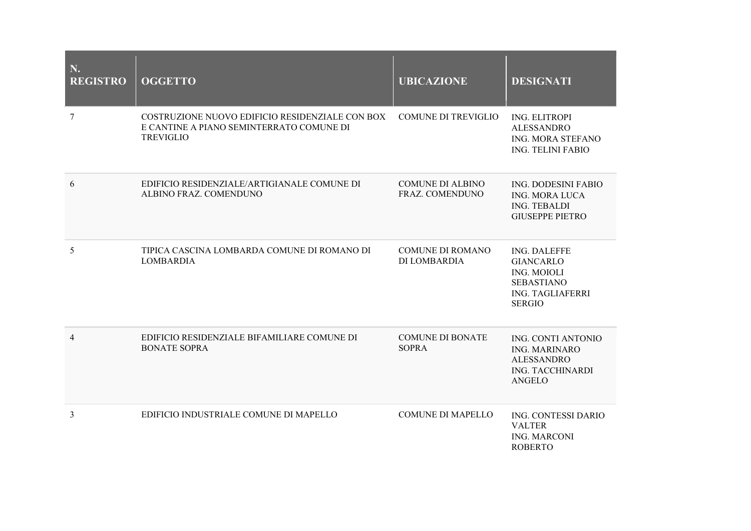| N. REGISTRO | OGGETTO | UBICAZIONE | DESIGNATI |
|---|---|---|---|
| 7 | COSTRUZIONE NUOVO EDIFICIO RESIDENZIALE CON BOX E CANTINE A PIANO SEMINTERRATO COMUNE DI TREVIGLIO | COMUNE DI TREVIGLIO | ING. ELITROPI ALESSANDRO<br>ING. MORA STEFANO<br>ING. TELINI FABIO |
| 6 | EDIFICIO RESIDENZIALE/ARTIGIANALE COMUNE DI ALBINO FRAZ. COMENDUNO | COMUNE DI ALBINO FRAZ. COMENDUNO | ING. DODESINI FABIO<br>ING. MORA LUCA<br>ING. TEBALDI GIUSEPPE PIETRO |
| 5 | TIPICA CASCINA LOMBARDA COMUNE DI ROMANO DI LOMBARDIA | COMUNE DI ROMANO DI LOMBARDIA | ING. DALEFFE GIANCARLO<br>ING. MOIOLI SEBASTIANO<br>ING. TAGLIAFERRI SERGIO |
| 4 | EDIFICIO RESIDENZIALE BIFAMILIARE COMUNE DI BONATE SOPRA | COMUNE DI BONATE SOPRA | ING. CONTI ANTONIO<br>ING. MARINARO ALESSANDRO<br>ING. TACCHINARDI ANGELO |
| 3 | EDIFICIO INDUSTRIALE COMUNE DI MAPELLO | COMUNE DI MAPELLO | ING. CONTESSI DARIO VALTER<br>ING. MARCONI ROBERTO |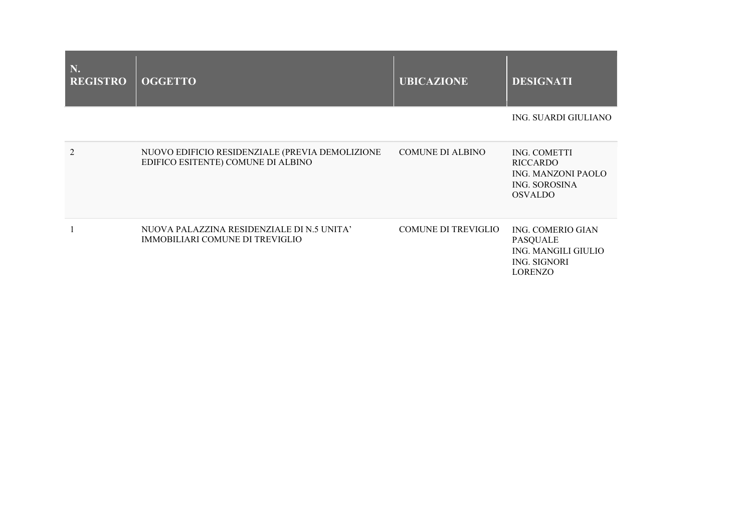| N. REGISTRO | OGGETTO | UBICAZIONE | DESIGNATI |
|---|---|---|---|
| | | | ING. SUARDI GIULIANO |
| 2 | NUOVO EDIFICIO RESIDENZIALE (PREVIA DEMOLIZIONE EDIFICO ESITENTE) COMUNE DI ALBINO | COMUNE DI ALBINO | ING. COMETTI RICCARDO<br>ING. MANZONI PAOLO<br>ING. SOROSINA OSVALDO |
| 1 | NUOVA PALAZZINA RESIDENZIALE DI N.5 UNITA' IMMOBILIARI COMUNE DI TREVIGLIO | COMUNE DI TREVIGLIO | ING. COMERIO GIAN PASQUALE<br>ING. MANGILI GIULIO<br>ING. SIGNORI LORENZO |